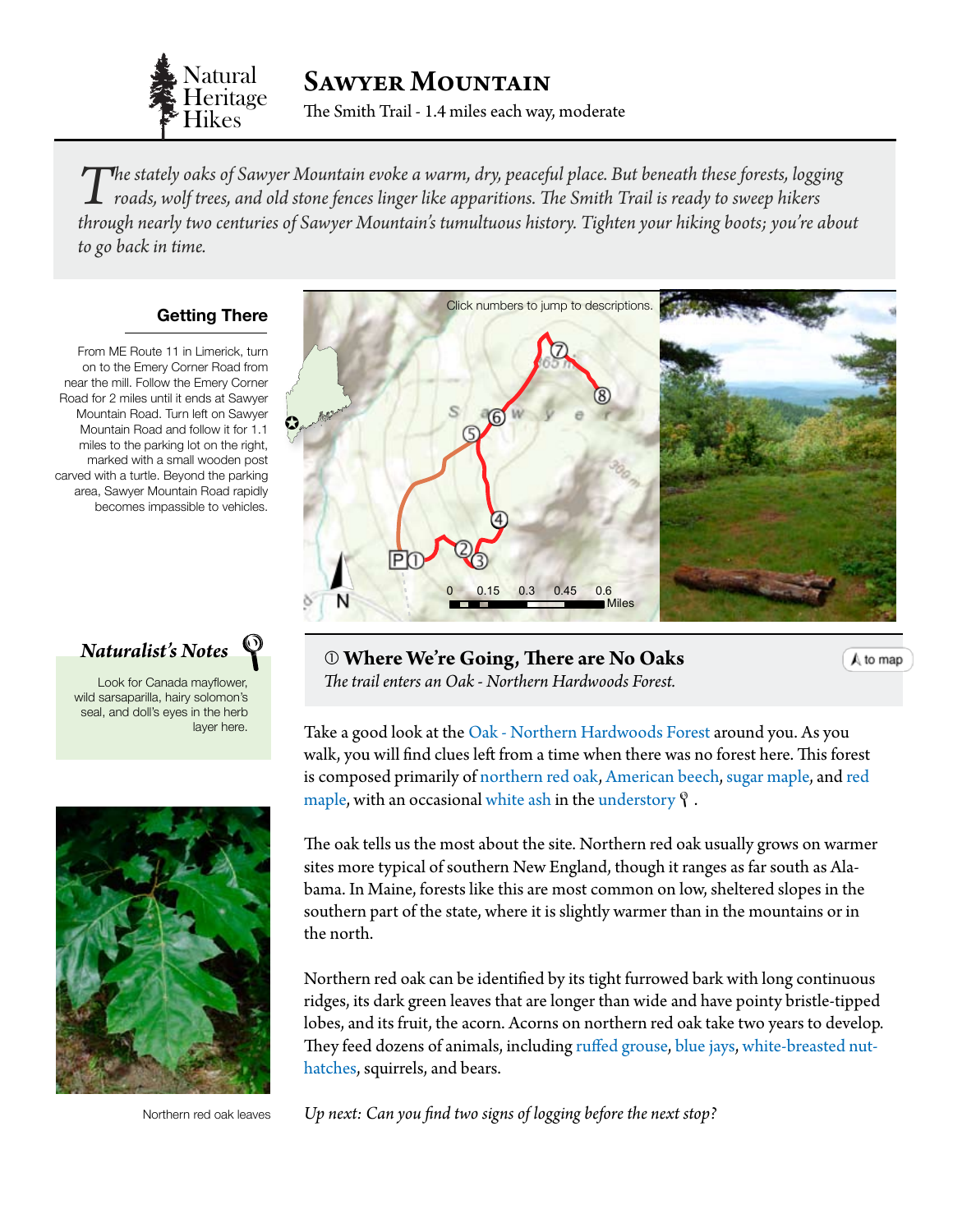Natural Heritage Hikes

# Sawyer Mountain

The Smith Trail - 1.4 miles each way, moderate

*The stately oaks of Sawyer Mountain evoke a warm, dry, peaceful place. But beneath these forests, logging roads, wolf trees, and old stone fences linger like apparitions. The Smith Trail is ready to sweep hikers through nearly two centuries of Sawyer Mountain's tumultuous history. Tighten your hiking boots; you're about to go back in time.*

### Getting There

From ME Route 11 in Limerick, turn on to the Emery Corner Road from near the mill. Follow the Emery Corner Road for 2 miles until it ends at Sawyer Mountain Road. Turn left on Sawyer Mountain Road and follow it for 1.1 miles to the parking lot on the right, marked with a small wooden post carved with a turtle. Beyond the parking area, Sawyer Mountain Road rapidly becomes impassible to vehicles.

Click numbers to jump to descriptions.

### *Naturalist's Notes*

Look for Canada mayflower, wild sarsaparilla, hairy solomon's seal, and doll's eyes in the herb layer here.

Northern red oak leaves

## ① Where We're Going, There are No Oaks

*The trail enters an Oak - Northern Hardwoods Forest.*

to map

Take a good look at the Oak - Northern Hardwoods Forest around you. As you walk, you will find clues left from a time when there was no forest here. This forest is composed primarily of northern red oak, American beech, sugar maple, and red maple, with an occasional white ash in the understory.

The oak tells us the most about the site. Northern red oak usually grows on warmer sites more typical of southern New England, though it ranges as far south as Alabama. In Maine, forests like this are most common on low, sheltered slopes in the southern part of the state, where it is slightly warmer than in the mountains or in the north.

Northern red oak can be identified by its tight furrowed bark with long continuous ridges, its dark green leaves that are longer than wide and have pointy bristle-tipped lobes, and its fruit, the acorn. Acorns on northern red oak take two years to develop. They feed dozens of animals, including ruffed grouse, blue jays, white-breasted nuthatches, squirrels, and bears.

*Up next: Can you find two signs of logging before the next stop?*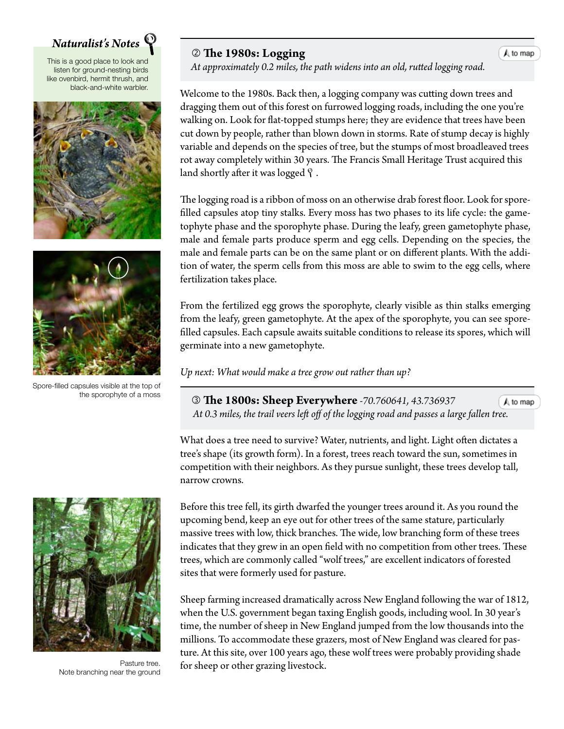## *Naturalist's Notes*

This is a good place to look and listen for ground-nesting birds like ovenbird, hermit thrush, and black-and-white warbler.

Spore-filled capsules visible at the top of the sporophyte of a moss

## ② The 1980s: Logging

to map

*At approximately 0.2 miles, the path widens into an old, rutted logging road.*

Welcome to the 1980s. Back then, a logging company was cutting down trees and dragging them out of this forest on furrowed logging roads, including the one you're walking on. Look for flat-topped stumps here; they are evidence that trees have been cut down by people, rather than blown down in storms. Rate of stump decay is highly variable and depends on the species of tree, but the stumps of most broadleaved trees rot away completely within 30 years. The Francis Small Heritage Trust acquired this land shortly after it was logged.

The logging road is a ribbon of moss on an otherwise drab forest floor. Look for spore-filled capsules atop tiny stalks. Every moss has two phases to its life cycle: the gametophyte phase and the sporophyte phase. During the leafy, green gametophyte phase, male and female parts produce sperm and egg cells. Depending on the species, the male and female parts can be on the same plant or on different plants. With the addition of water, the sperm cells from this moss are able to swim to the egg cells, where fertilization takes place.

From the fertilized egg grows the sporophyte, clearly visible as thin stalks emerging from the leafy, green gametophyte. At the apex of the sporophyte, you can see spore-filled capsules. Each capsule awaits suitable conditions to release its spores, which will germinate into a new gametophyte.

*Up next: What would make a tree grow out rather than up?*

## ③ The 1800s: Sheep Everywhere *-70.760641, 43.736937*

to map

*At 0.3 miles, the trail veers left off of the logging road and passes a large fallen tree.*

What does a tree need to survive? Water, nutrients, and light. Light often dictates a tree's shape (its growth form). In a forest, trees reach toward the sun, sometimes in competition with their neighbors. As they pursue sunlight, these trees develop tall, narrow crowns.

Before this tree fell, its girth dwarfed the younger trees around it. As you round the upcoming bend, keep an eye out for other trees of the same stature, particularly massive trees with low, thick branches. The wide, low branching form of these trees indicates that they grew in an open field with no competition from other trees. These trees, which are commonly called "wolf trees," are excellent indicators of forested sites that were formerly used for pasture.

Sheep farming increased dramatically across New England following the war of 1812, when the U.S. government began taxing English goods, including wool. In 30 year's time, the number of sheep in New England jumped from the low thousands into the millions. To accommodate these grazers, most of New England was cleared for pasture. At this site, over 100 years ago, these wolf trees were probably providing shade for sheep or other grazing livestock.

Pasture tree.
Note branching near the ground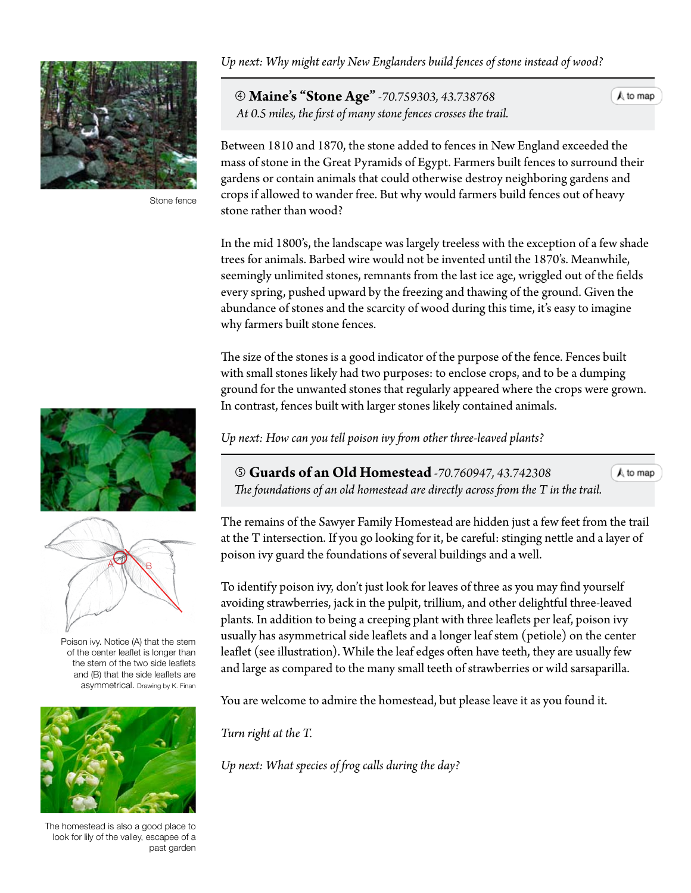*Up next: Why might early New Englanders build fences of stone instead of wood?*

### ④ **Maine's "Stone Age"** *-70.759303, 43.738768*

*At 0.5 miles, the first of many stone fences crosses the trail.*

to map

Stone fence

Between 1810 and 1870, the stone added to fences in New England exceeded the mass of stone in the Great Pyramids of Egypt. Farmers built fences to surround their gardens or contain animals that could otherwise destroy neighboring gardens and crops if allowed to wander free. But why would farmers build fences out of heavy stone rather than wood?

In the mid 1800's, the landscape was largely treeless with the exception of a few shade trees for animals. Barbed wire would not be invented until the 1870's. Meanwhile, seemingly unlimited stones, remnants from the last ice age, wriggled out of the fields every spring, pushed upward by the freezing and thawing of the ground. Given the abundance of stones and the scarcity of wood during this time, it's easy to imagine why farmers built stone fences.

The size of the stones is a good indicator of the purpose of the fence. Fences built with small stones likely had two purposes: to enclose crops, and to be a dumping ground for the unwanted stones that regularly appeared where the crops were grown. In contrast, fences built with larger stones likely contained animals.

*Up next: How can you tell poison ivy from other three-leaved plants?*

### ⑤ **Guards of an Old Homestead** *-70.760947, 43.742308*

*The foundations of an old homestead are directly across from the T in the trail.*

to map

The remains of the Sawyer Family Homestead are hidden just a few feet from the trail at the T intersection. If you go looking for it, be careful: stinging nettle and a layer of poison ivy guard the foundations of several buildings and a well.

Poison ivy. Notice (A) that the stem of the center leaflet is longer than the stem of the two side leaflets and (B) that the side leaflets are asymmetrical. Drawing by K. Finan

To identify poison ivy, don't just look for leaves of three as you may find yourself avoiding strawberries, jack in the pulpit, trillium, and other delightful three-leaved plants. In addition to being a creeping plant with three leaflets per leaf, poison ivy usually has asymmetrical side leaflets and a longer leaf stem (petiole) on the center leaflet (see illustration). While the leaf edges often have teeth, they are usually few and large as compared to the many small teeth of strawberries or wild sarsaparilla.

You are welcome to admire the homestead, but please leave it as you found it.

The homestead is also a good place to look for lily of the valley, escapee of a past garden

*Turn right at the T.*

*Up next: What species of frog calls during the day?*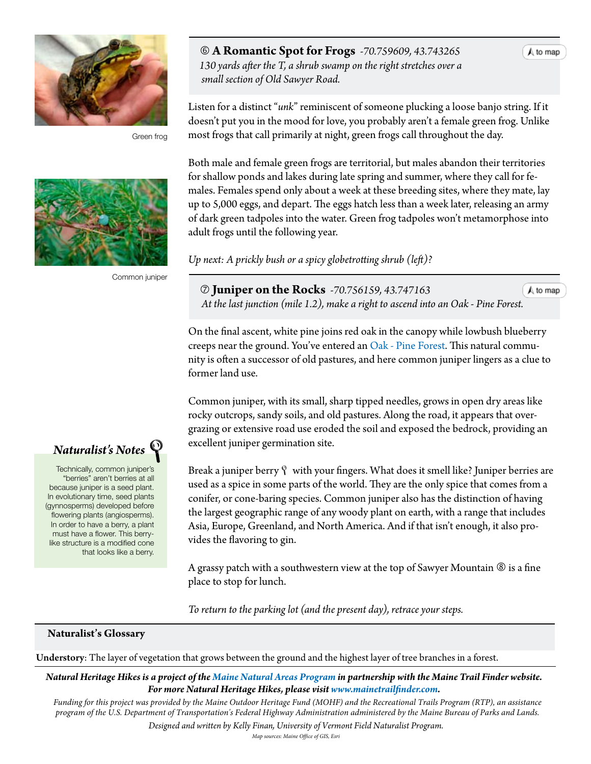Green frog

Common juniper

## ⑥ A Romantic Spot for Frogs *-70.759609, 43.743265*

*130 yards after the T, a shrub swamp on the right stretches over a small section of Old Sawyer Road.*

to map

Listen for a distinct "*unk*" reminiscent of someone plucking a loose banjo string. If it doesn't put you in the mood for love, you probably aren't a female green frog. Unlike most frogs that call primarily at night, green frogs call throughout the day.

Both male and female green frogs are territorial, but males abandon their territories for shallow ponds and lakes during late spring and summer, where they call for females. Females spend only about a week at these breeding sites, where they mate, lay up to 5,000 eggs, and depart. The eggs hatch less than a week later, releasing an army of dark green tadpoles into the water. Green frog tadpoles won't metamorphose into adult frogs until the following year.

*Up next: A prickly bush or a spicy globetrotting shrub (left)?*

## ⑦ Juniper on the Rocks *-70.756159, 43.747163*

*At the last junction (mile 1.2), make a right to ascend into an Oak - Pine Forest.*

to map

On the final ascent, white pine joins red oak in the canopy while lowbush blueberry creeps near the ground. You've entered an Oak - Pine Forest. This natural community is often a successor of old pastures, and here common juniper lingers as a clue to former land use.

Common juniper, with its small, sharp tipped needles, grows in open dry areas like rocky outcrops, sandy soils, and old pastures. Along the road, it appears that overgrazing or extensive road use eroded the soil and exposed the bedrock, providing an excellent juniper germination site.

Break a juniper berry with your fingers. What does it smell like? Juniper berries are used as a spice in some parts of the world. They are the only spice that comes from a conifer, or cone-baring species. Common juniper also has the distinction of having the largest geographic range of any woody plant on earth, with a range that includes Asia, Europe, Greenland, and North America. And if that isn't enough, it also provides the flavoring to gin.

A grassy patch with a southwestern view at the top of Sawyer Mountain ⑧ is a fine place to stop for lunch.

*To return to the parking lot (and the present day), retrace your steps.*

### *Naturalist's Notes*

Technically, common juniper's "berries" aren't berries at all because juniper is a seed plant. In evolutionary time, seed plants (gynnosperms) developed before flowering plants (angiosperms). In order to have a berry, a plant must have a flower. This berry-like structure is a modified cone that looks like a berry.

### Naturalist's Glossary

**Understory**: The layer of vegetation that grows between the ground and the highest layer of tree branches in a forest.

***Natural Heritage Hikes is a project of the Maine Natural Areas Program in partnership with the Maine Trail Finder website. For more Natural Heritage Hikes, please visit www.mainetrailfinder.com.***

*Funding for this project was provided by the Maine Outdoor Heritage Fund (MOHF) and the Recreational Trails Program (RTP), an assistance program of the U.S. Department of Transportation's Federal Highway Administration administered by the Maine Bureau of Parks and Lands.*

*Designed and written by Kelly Finan, University of Vermont Field Naturalist Program.*

*Map sources: Maine Office of GIS, Esri*